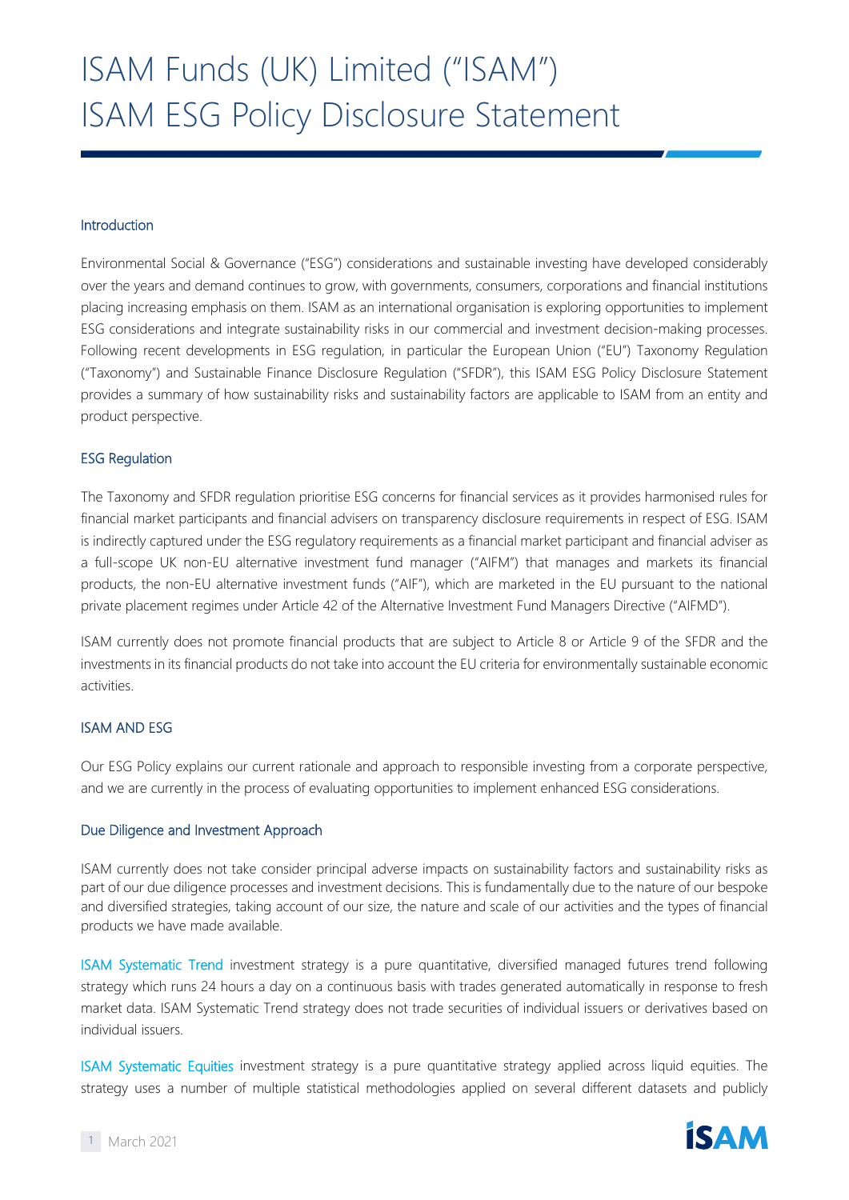# ISAM Funds (UK) Limited ("ISAM")
# ISAM ESG Policy Disclosure Statement

## Introduction

Environmental Social & Governance ("ESG") considerations and sustainable investing have developed considerably over the years and demand continues to grow, with governments, consumers, corporations and financial institutions placing increasing emphasis on them. ISAM as an international organisation is exploring opportunities to implement ESG considerations and integrate sustainability risks in our commercial and investment decision-making processes. Following recent developments in ESG regulation, in particular the European Union ("EU") Taxonomy Regulation ("Taxonomy") and Sustainable Finance Disclosure Regulation ("SFDR"), this ISAM ESG Policy Disclosure Statement provides a summary of how sustainability risks and sustainability factors are applicable to ISAM from an entity and product perspective.

## ESG Regulation

The Taxonomy and SFDR regulation prioritise ESG concerns for financial services as it provides harmonised rules for financial market participants and financial advisers on transparency disclosure requirements in respect of ESG. ISAM is indirectly captured under the ESG regulatory requirements as a financial market participant and financial adviser as a full-scope UK non-EU alternative investment fund manager ("AIFM") that manages and markets its financial products, the non-EU alternative investment funds ("AIF"), which are marketed in the EU pursuant to the national private placement regimes under Article 42 of the Alternative Investment Fund Managers Directive ("AIFMD").

ISAM currently does not promote financial products that are subject to Article 8 or Article 9 of the SFDR and the investments in its financial products do not take into account the EU criteria for environmentally sustainable economic activities.

## ISAM AND ESG

Our ESG Policy explains our current rationale and approach to responsible investing from a corporate perspective, and we are currently in the process of evaluating opportunities to implement enhanced ESG considerations.

## Due Diligence and Investment Approach

ISAM currently does not take consider principal adverse impacts on sustainability factors and sustainability risks as part of our due diligence processes and investment decisions. This is fundamentally due to the nature of our bespoke and diversified strategies, taking account of our size, the nature and scale of our activities and the types of financial products we have made available.

ISAM Systematic Trend investment strategy is a pure quantitative, diversified managed futures trend following strategy which runs 24 hours a day on a continuous basis with trades generated automatically in response to fresh market data. ISAM Systematic Trend strategy does not trade securities of individual issuers or derivatives based on individual issuers.

ISAM Systematic Equities investment strategy is a pure quantitative strategy applied across liquid equities. The strategy uses a number of multiple statistical methodologies applied on several different datasets and publicly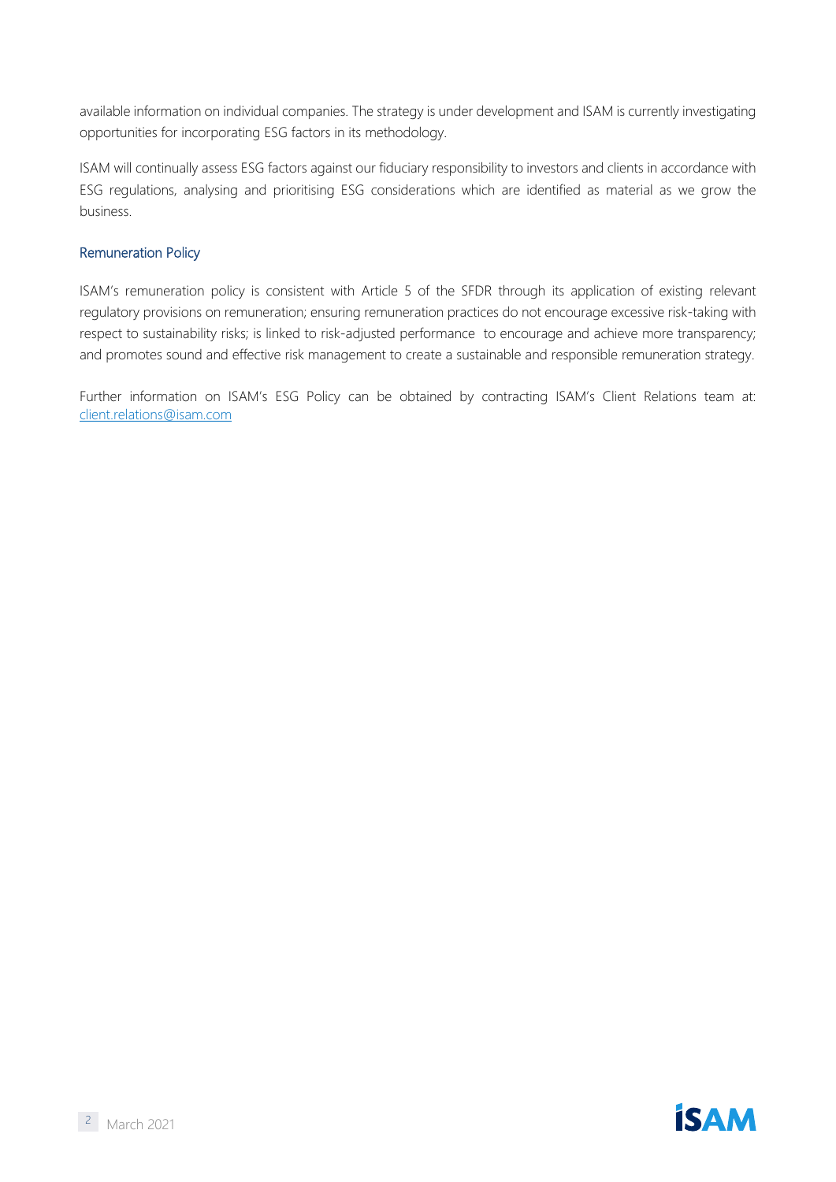available information on individual companies. The strategy is under development and ISAM is currently investigating opportunities for incorporating ESG factors in its methodology.

ISAM will continually assess ESG factors against our fiduciary responsibility to investors and clients in accordance with ESG regulations, analysing and prioritising ESG considerations which are identified as material as we grow the business.

### Remuneration Policy

ISAM's remuneration policy is consistent with Article 5 of the SFDR through its application of existing relevant regulatory provisions on remuneration; ensuring remuneration practices do not encourage excessive risk-taking with respect to sustainability risks; is linked to risk-adjusted performance to encourage and achieve more transparency; and promotes sound and effective risk management to create a sustainable and responsible remuneration strategy.

Further information on ISAM's ESG Policy can be obtained by contracting ISAM's Client Relations team at: client.relations@isam.com